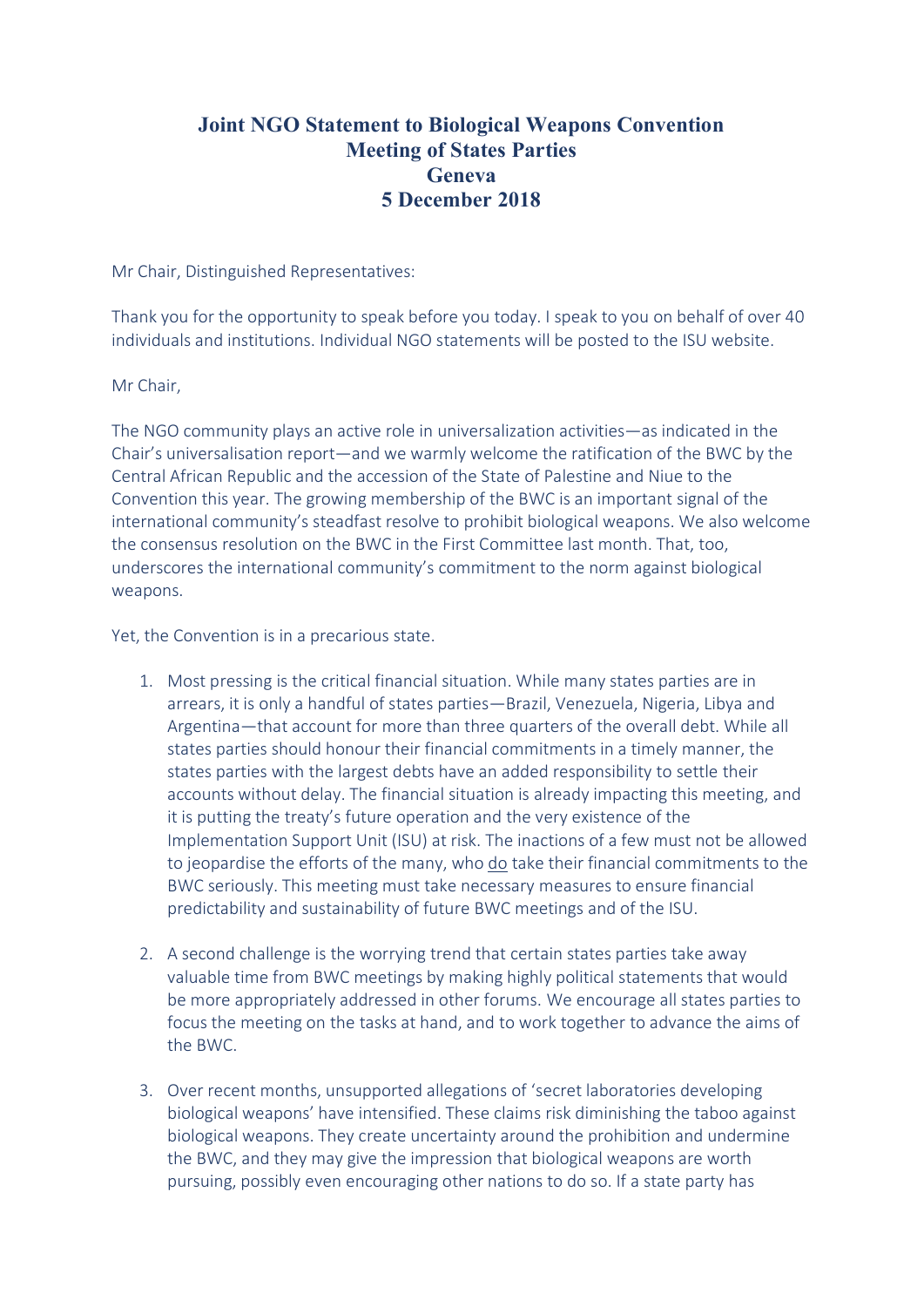# Joint NGO Statement to Biological Weapons Convention Meeting of States Parties Geneva 5 December 2018

Mr Chair, Distinguished Representatives:

Thank you for the opportunity to speak before you today. I speak to you on behalf of over 40 individuals and institutions. Individual NGO statements will be posted to the ISU website.

Mr Chair,

The NGO community plays an active role in universalization activities—as indicated in the Chair's universalisation report—and we warmly welcome the ratification of the BWC by the Central African Republic and the accession of the State of Palestine and Niue to the Convention this year. The growing membership of the BWC is an important signal of the international community's steadfast resolve to prohibit biological weapons. We also welcome the consensus resolution on the BWC in the First Committee last month. That, too, underscores the international community's commitment to the norm against biological weapons.

Yet, the Convention is in a precarious state.

1. Most pressing is the critical financial situation. While many states parties are in arrears, it is only a handful of states parties—Brazil, Venezuela, Nigeria, Libya and Argentina—that account for more than three quarters of the overall debt. While all states parties should honour their financial commitments in a timely manner, the states parties with the largest debts have an added responsibility to settle their accounts without delay. The financial situation is already impacting this meeting, and it is putting the treaty's future operation and the very existence of the Implementation Support Unit (ISU) at risk. The inactions of a few must not be allowed to jeopardise the efforts of the many, who <u>do</u> take their financial commitments to the BWC seriously. This meeting must take necessary measures to ensure financial predictability and sustainability of future BWC meetings and of the ISU.

2. A second challenge is the worrying trend that certain states parties take away valuable time from BWC meetings by making highly political statements that would be more appropriately addressed in other forums. We encourage all states parties to focus the meeting on the tasks at hand, and to work together to advance the aims of the BWC.

3. Over recent months, unsupported allegations of 'secret laboratories developing biological weapons' have intensified. These claims risk diminishing the taboo against biological weapons. They create uncertainty around the prohibition and undermine the BWC, and they may give the impression that biological weapons are worth pursuing, possibly even encouraging other nations to do so. If a state party has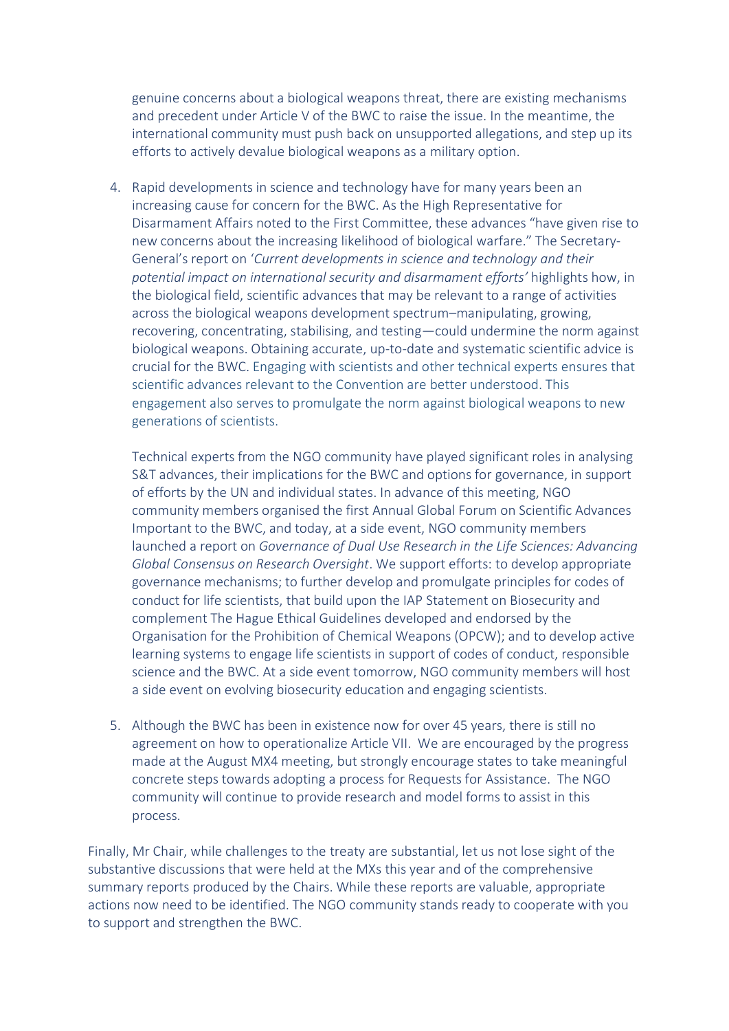genuine concerns about a biological weapons threat, there are existing mechanisms and precedent under Article V of the BWC to raise the issue. In the meantime, the international community must push back on unsupported allegations, and step up its efforts to actively devalue biological weapons as a military option.

4. Rapid developments in science and technology have for many years been an increasing cause for concern for the BWC. As the High Representative for Disarmament Affairs noted to the First Committee, these advances "have given rise to new concerns about the increasing likelihood of biological warfare." The Secretary-General's report on '*Current developments in science and technology and their potential impact on international security and disarmament efforts'* highlights how, in the biological field, scientific advances that may be relevant to a range of activities across the biological weapons development spectrum–manipulating, growing, recovering, concentrating, stabilising, and testing—could undermine the norm against biological weapons. Obtaining accurate, up-to-date and systematic scientific advice is crucial for the BWC. Engaging with scientists and other technical experts ensures that scientific advances relevant to the Convention are better understood. This engagement also serves to promulgate the norm against biological weapons to new generations of scientists.

   Technical experts from the NGO community have played significant roles in analysing S&T advances, their implications for the BWC and options for governance, in support of efforts by the UN and individual states. In advance of this meeting, NGO community members organised the first Annual Global Forum on Scientific Advances Important to the BWC, and today, at a side event, NGO community members launched a report on *Governance of Dual Use Research in the Life Sciences: Advancing Global Consensus on Research Oversight*. We support efforts: to develop appropriate governance mechanisms; to further develop and promulgate principles for codes of conduct for life scientists, that build upon the IAP Statement on Biosecurity and complement The Hague Ethical Guidelines developed and endorsed by the Organisation for the Prohibition of Chemical Weapons (OPCW); and to develop active learning systems to engage life scientists in support of codes of conduct, responsible science and the BWC. At a side event tomorrow, NGO community members will host a side event on evolving biosecurity education and engaging scientists.

5. Although the BWC has been in existence now for over 45 years, there is still no agreement on how to operationalize Article VII. We are encouraged by the progress made at the August MX4 meeting, but strongly encourage states to take meaningful concrete steps towards adopting a process for Requests for Assistance. The NGO community will continue to provide research and model forms to assist in this process.

Finally, Mr Chair, while challenges to the treaty are substantial, let us not lose sight of the substantive discussions that were held at the MXs this year and of the comprehensive summary reports produced by the Chairs. While these reports are valuable, appropriate actions now need to be identified. The NGO community stands ready to cooperate with you to support and strengthen the BWC.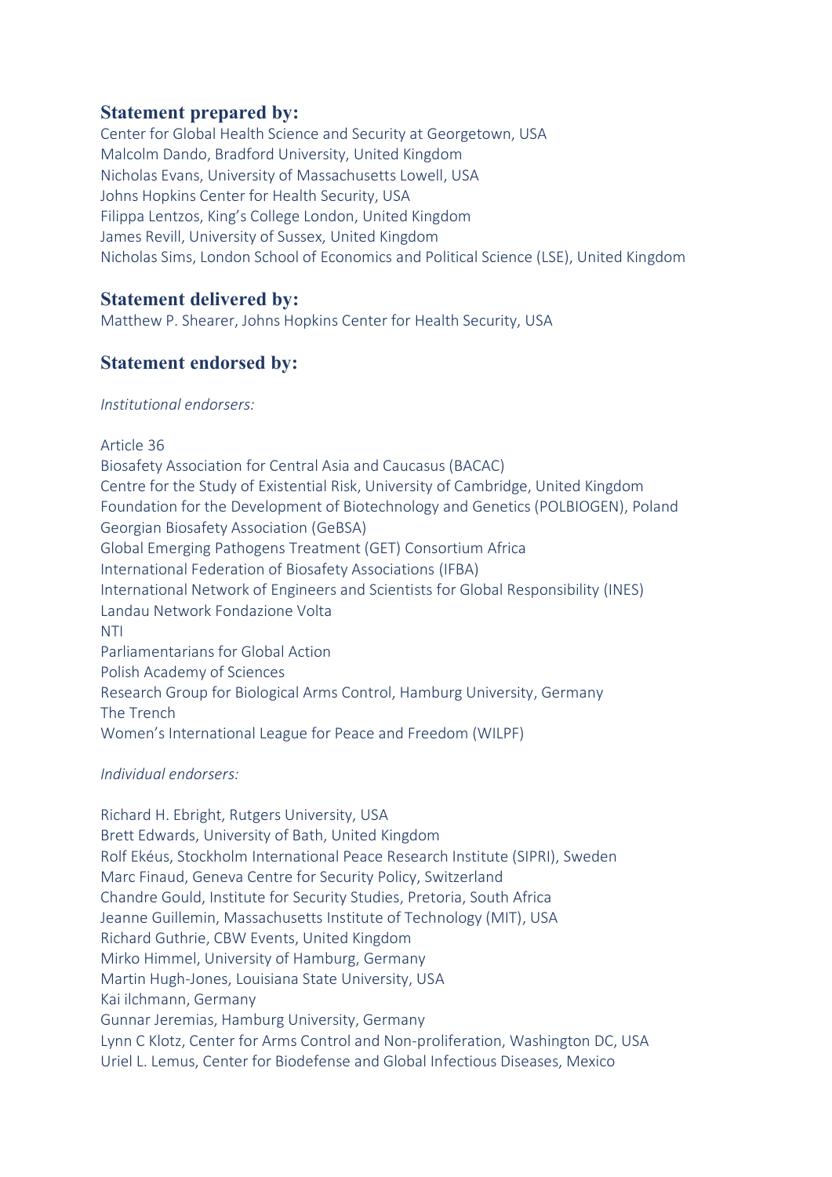## Statement prepared by:

Center for Global Health Science and Security at Georgetown, USA
Malcolm Dando, Bradford University, United Kingdom
Nicholas Evans, University of Massachusetts Lowell, USA
Johns Hopkins Center for Health Security, USA
Filippa Lentzos, King's College London, United Kingdom
James Revill, University of Sussex, United Kingdom
Nicholas Sims, London School of Economics and Political Science (LSE), United Kingdom

## Statement delivered by:

Matthew P. Shearer, Johns Hopkins Center for Health Security, USA

## Statement endorsed by:

*Institutional endorsers:*

Article 36
Biosafety Association for Central Asia and Caucasus (BACAC)
Centre for the Study of Existential Risk, University of Cambridge, United Kingdom
Foundation for the Development of Biotechnology and Genetics (POLBIOGEN), Poland
Georgian Biosafety Association (GeBSA)
Global Emerging Pathogens Treatment (GET) Consortium Africa
International Federation of Biosafety Associations (IFBA)
International Network of Engineers and Scientists for Global Responsibility (INES)
Landau Network Fondazione Volta
NTI
Parliamentarians for Global Action
Polish Academy of Sciences
Research Group for Biological Arms Control, Hamburg University, Germany
The Trench
Women's International League for Peace and Freedom (WILPF)

*Individual endorsers:*

Richard H. Ebright, Rutgers University, USA
Brett Edwards, University of Bath, United Kingdom
Rolf Ekéus, Stockholm International Peace Research Institute (SIPRI), Sweden
Marc Finaud, Geneva Centre for Security Policy, Switzerland
Chandre Gould, Institute for Security Studies, Pretoria, South Africa
Jeanne Guillemin, Massachusetts Institute of Technology (MIT), USA
Richard Guthrie, CBW Events, United Kingdom
Mirko Himmel, University of Hamburg, Germany
Martin Hugh-Jones, Louisiana State University, USA
Kai ilchmann, Germany
Gunnar Jeremias, Hamburg University, Germany
Lynn C Klotz, Center for Arms Control and Non-proliferation, Washington DC, USA
Uriel L. Lemus, Center for Biodefense and Global Infectious Diseases, Mexico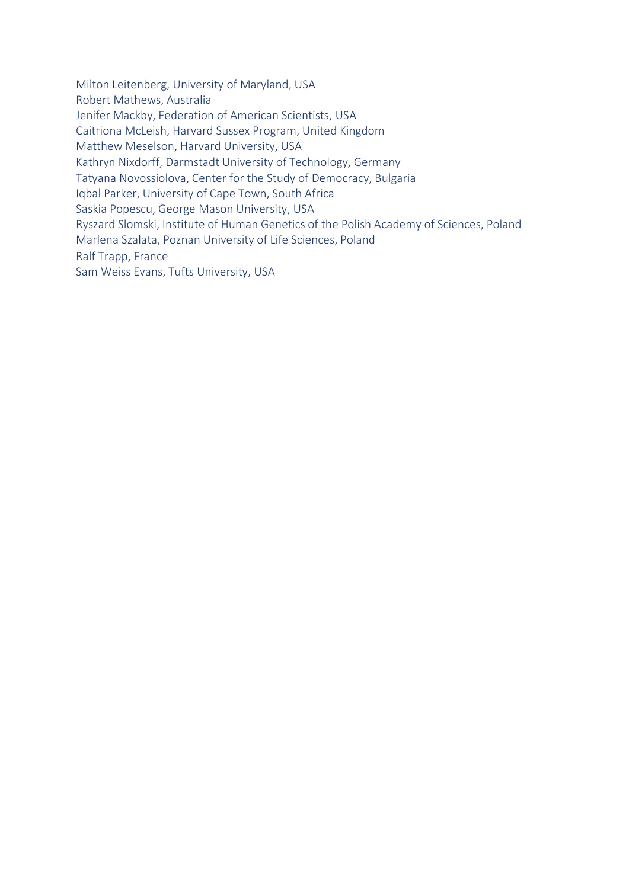Milton Leitenberg, University of Maryland, USA
Robert Mathews, Australia
Jenifer Mackby, Federation of American Scientists, USA
Caitriona McLeish, Harvard Sussex Program, United Kingdom
Matthew Meselson, Harvard University, USA
Kathryn Nixdorff, Darmstadt University of Technology, Germany
Tatyana Novossiolova, Center for the Study of Democracy, Bulgaria
Iqbal Parker, University of Cape Town, South Africa
Saskia Popescu, George Mason University, USA
Ryszard Slomski, Institute of Human Genetics of the Polish Academy of Sciences, Poland
Marlena Szalata, Poznan University of Life Sciences, Poland
Ralf Trapp, France
Sam Weiss Evans, Tufts University, USA